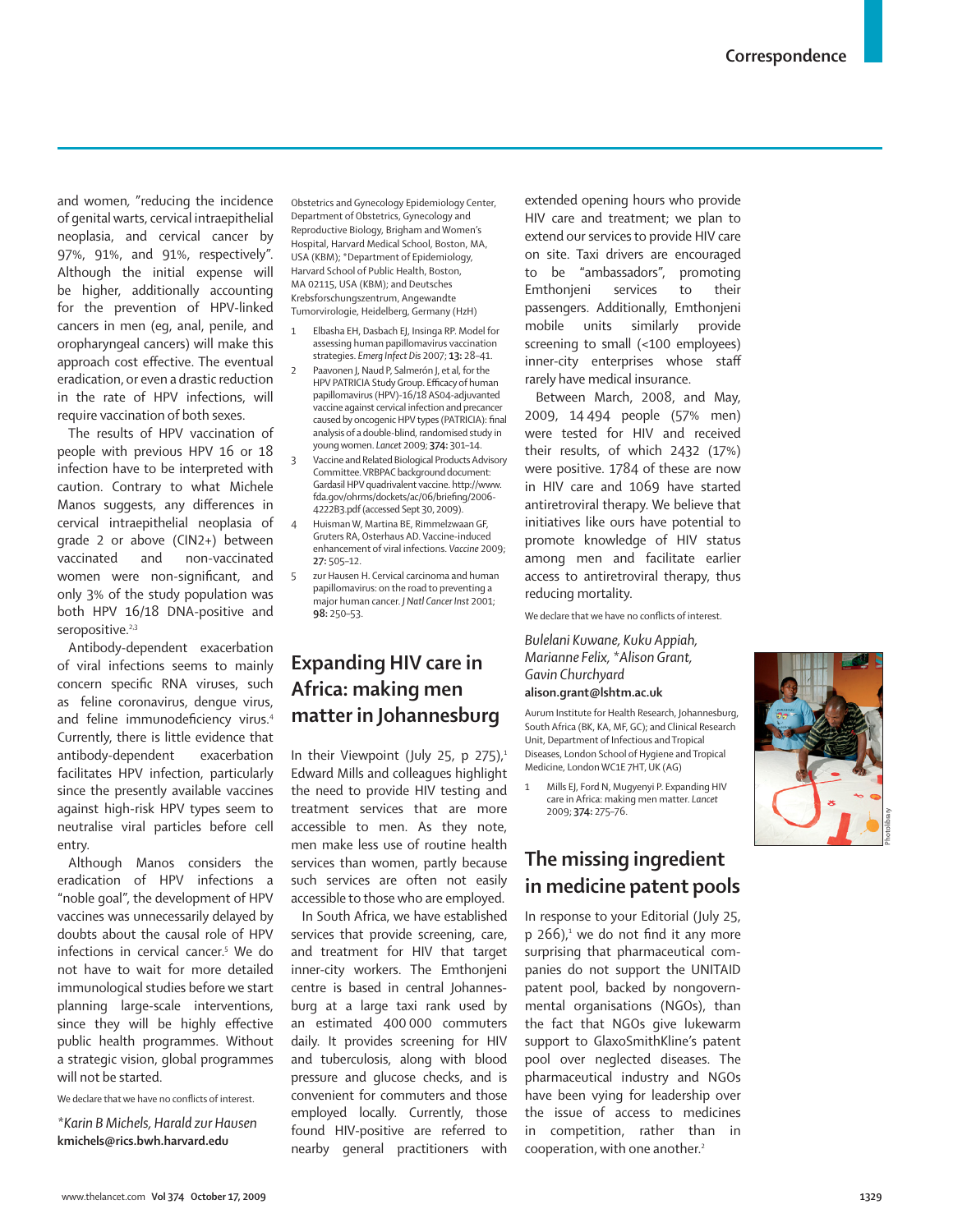and women, "reducing the incidence of genital warts, cervical intraepithelial neoplasia, and cervical cancer by 97%, 91%, and 91%, respectively". Although the initial expense will be higher, additionally accounting for the prevention of HPV-linked cancers in men (eg, anal, penile, and oropharyngeal cancers) will make this approach cost effective. The eventual eradication, or even a drastic reduction in the rate of HPV infections, will require vaccination of both sexes.

The results of HPV vaccination of people with previous HPV 16 or 18 infection have to be interpreted with caution. Contrary to what Michele Manos suggests, any differences in cervical intraepithelial neoplasia of grade 2 or above (CIN2+) between vaccinated and non-vaccinated women were non-significant, and only 3% of the study population was both HPV 16/18 DNA-positive and seropositive.[2,3]

Antibody-dependent exacerbation of viral infections seems to mainly concern specific RNA viruses, such as feline coronavirus, dengue virus, and feline immunodeficiency virus.[4] Currently, there is little evidence that antibody-dependent exacerbation facilitates HPV infection, particularly since the presently available vaccines against high-risk HPV types seem to neutralise viral particles before cell entry.

Although Manos considers the eradication of HPV infections a "noble goal", the development of HPV vaccines was unnecessarily delayed by doubts about the causal role of HPV infections in cervical cancer.[5] We do not have to wait for more detailed immunological studies before we start planning large-scale interventions, since they will be highly effective public health programmes. Without a strategic vision, global programmes will not be started.

We declare that we have no conflicts of interest.

*Karin B Michels, Harald zur Hausen*
**kmichels@rics.bwh.harvard.edu**

Obstetrics and Gynecology Epidemiology Center, Department of Obstetrics, Gynecology and Reproductive Biology, Brigham and Women's Hospital, Harvard Medical School, Boston, MA, USA (KBM); *Department of Epidemiology, Harvard School of Public Health, Boston, MA 02115, USA (KBM); and Deutsches Krebsforschungszentrum, Angewandte Tumorvirologie, Heidelberg, Germany (HzH)

1. Elbasha EH, Dasbach EJ, Insinga RP. Model for assessing human papillomavirus vaccination strategies. *Emerg Infect Dis* 2007; **13:** 28–41.
2. Paavonen J, Naud P, Salmerón J, et al, for the HPV PATRICIA Study Group. Efficacy of human papillomavirus (HPV)-16/18 AS04-adjuvanted vaccine against cervical infection and precancer caused by oncogenic HPV types (PATRICIA): final analysis of a double-blind, randomised study in young women. *Lancet* 2009; **374:** 301–14.
3. Vaccine and Related Biological Products Advisory Committee. VRBPAC background document: Gardasil HPV quadrivalent vaccine. http://www.fda.gov/ohrms/dockets/ac/06/briefing/2006-4222B3.pdf (accessed Sept 30, 2009).
4. Huisman W, Martina BE, Rimmelzwaan GF, Gruters RA, Osterhaus AD. Vaccine-induced enhancement of viral infections. *Vaccine* 2009; **27:** 505–12.
5. zur Hausen H. Cervical carcinoma and human papillomavirus: on the road to preventing a major human cancer. *J Natl Cancer Inst* 2001; **98:** 250–53.

## Expanding HIV care in Africa: making men matter in Johannesburg

In their Viewpoint (July 25, p 275),[1] Edward Mills and colleagues highlight the need to provide HIV testing and treatment services that are more accessible to men. As they note, men make less use of routine health services than women, partly because such services are often not easily accessible to those who are employed.

In South Africa, we have established services that provide screening, care, and treatment for HIV that target inner-city workers. The Emthonjeni centre is based in central Johannesburg at a large taxi rank used by an estimated 400 000 commuters daily. It provides screening for HIV and tuberculosis, along with blood pressure and glucose checks, and is convenient for commuters and those employed locally. Currently, those found HIV-positive are referred to nearby general practitioners with extended opening hours who provide HIV care and treatment; we plan to extend our services to provide HIV care on site. Taxi drivers are encouraged to be "ambassadors", promoting Emthonjeni services to their passengers. Additionally, Emthonjeni mobile units similarly provide screening to small (<100 employees) inner-city enterprises whose staff rarely have medical insurance.

Between March, 2008, and May, 2009, 14 494 people (57% men) were tested for HIV and received their results, of which 2432 (17%) were positive. 1784 of these are now in HIV care and 1069 have started antiretroviral therapy. We believe that initiatives like ours have potential to promote knowledge of HIV status among men and facilitate earlier access to antiretroviral therapy, thus reducing mortality.

We declare that we have no conflicts of interest.

*Bulelani Kuwane, Kuku Appiah, Marianne Felix, \*Alison Grant, Gavin Churchyard*
**alison.grant@lshtm.ac.uk**

Aurum Institute for Health Research, Johannesburg, South Africa (BK, KA, MF, GC); and Clinical Research Unit, Department of Infectious and Tropical Diseases, London School of Hygiene and Tropical Medicine, London WC1E 7HT, UK (AG)

1. Mills EJ, Ford N, Mugyenyi P. Expanding HIV care in Africa: making men matter. *Lancet* 2009; **374:** 275–76.

Photolibrary

## The missing ingredient in medicine patent pools

In response to your Editorial (July 25, p 266),[1] we do not find it any more surprising that pharmaceutical companies do not support the UNITAID patent pool, backed by nongovernmental organisations (NGOs), than the fact that NGOs give lukewarm support to GlaxoSmithKline's patent pool over neglected diseases. The pharmaceutical industry and NGOs have been vying for leadership over the issue of access to medicines in competition, rather than in cooperation, with one another.[2]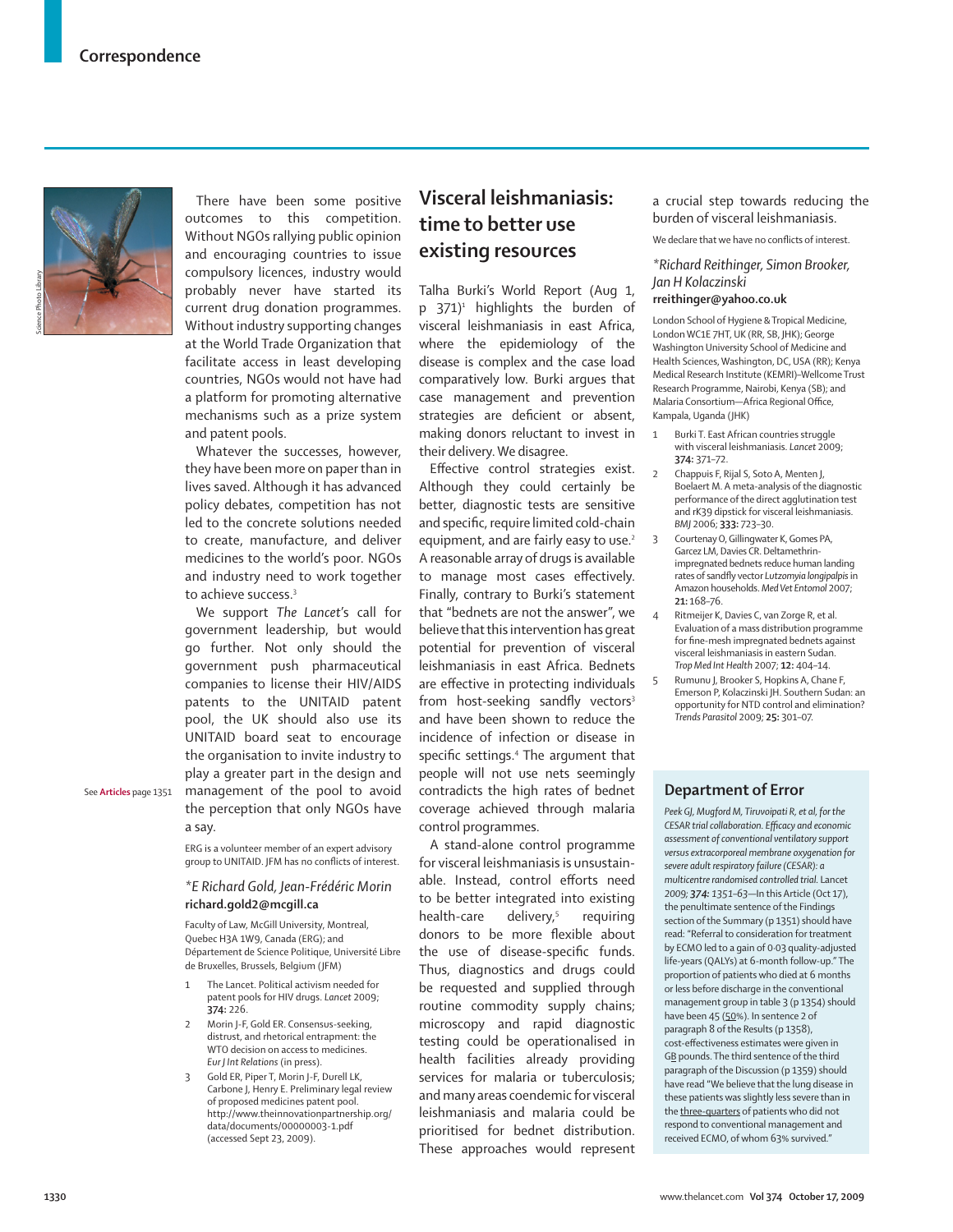There have been some positive outcomes to this competition. Without NGOs rallying public opinion and encouraging countries to issue compulsory licences, industry would probably never have started its current drug donation programmes. Without industry supporting changes at the World Trade Organization that facilitate access in least developing countries, NGOs would not have had a platform for promoting alternative mechanisms such as a prize system and patent pools.

Whatever the successes, however, they have been more on paper than in lives saved. Although it has advanced policy debates, competition has not led to the concrete solutions needed to create, manufacture, and deliver medicines to the world's poor. NGOs and industry need to work together to achieve success.[3]

We support *The Lancet*'s call for government leadership, but would go further. Not only should the government push pharmaceutical companies to license their HIV/AIDS patents to the UNITAID patent pool, the UK should also use its UNITAID board seat to encourage the organisation to invite industry to play a greater part in the design and management of the pool to avoid the perception that only NGOs have a say.

See **Articles** page 1351

ERG is a volunteer member of an expert advisory group to UNITAID. JFM has no conflicts of interest.

*\*E Richard Gold, Jean-Frédéric Morin*
**richard.gold2@mcgill.ca**

Faculty of Law, McGill University, Montreal, Quebec H3A 1W9, Canada (ERG); and Département de Science Politique, Université Libre de Bruxelles, Brussels, Belgium (JFM)

1. The Lancet. Political activism needed for patent pools for HIV drugs. *Lancet* 2009; **374:** 226.
2. Morin J-F, Gold ER. Consensus-seeking, distrust, and rhetorical entrapment: the WTO decision on access to medicines. *Eur J Int Relations* (in press).
3. Gold ER, Piper T, Morin J-F, Durell LK, Carbone J, Henry E. Preliminary legal review of proposed medicines patent pool. http://www.theinnovationpartnership.org/data/documents/00000003-1.pdf (accessed Sept 23, 2009).

## Visceral leishmaniasis: time to better use existing resources

Talha Burki's World Report (Aug 1, p 371)[1] highlights the burden of visceral leishmaniasis in east Africa, where the epidemiology of the disease is complex and the case load comparatively low. Burki argues that case management and prevention strategies are deficient or absent, making donors reluctant to invest in their delivery. We disagree.

Effective control strategies exist. Although they could certainly be better, diagnostic tests are sensitive and specific, require limited cold-chain equipment, and are fairly easy to use.[2] A reasonable array of drugs is available to manage most cases effectively. Finally, contrary to Burki's statement that "bednets are not the answer", we believe that this intervention has great potential for prevention of visceral leishmaniasis in east Africa. Bednets are effective in protecting individuals from host-seeking sandfly vectors[3] and have been shown to reduce the incidence of infection or disease in specific settings.[4] The argument that people will not use nets seemingly contradicts the high rates of bednet coverage achieved through malaria control programmes.

A stand-alone control programme for visceral leishmaniasis is unsustainable. Instead, control efforts need to be better integrated into existing health-care delivery,[5] requiring donors to be more flexible about the use of disease-specific funds. Thus, diagnostics and drugs could be requested and supplied through routine commodity supply chains; microscopy and rapid diagnostic testing could be operationalised in health facilities already providing services for malaria or tuberculosis; and many areas coendemic for visceral leishmaniasis and malaria could be prioritised for bednet distribution. These approaches would represent a crucial step towards reducing the burden of visceral leishmaniasis.

We declare that we have no conflicts of interest.

*\*Richard Reithinger, Simon Brooker, Jan H Kolaczinski*
**rreithinger@yahoo.co.uk**

London School of Hygiene & Tropical Medicine, London WC1E 7HT, UK (RR, SB, JHK); George Washington University School of Medicine and Health Sciences, Washington, DC, USA (RR); Kenya Medical Research Institute (KEMRI)–Wellcome Trust Research Programme, Nairobi, Kenya (SB); and Malaria Consortium—Africa Regional Office, Kampala, Uganda (JHK)

1. Burki T. East African countries struggle with visceral leishmaniasis. *Lancet* 2009; **374:** 371–72.
2. Chappuis F, Rijal S, Soto A, Menten J, Boelaert M. A meta-analysis of the diagnostic performance of the direct agglutination test and rK39 dipstick for visceral leishmaniasis. *BMJ* 2006; **333:** 723–30.
3. Courtenay O, Gillingwater K, Gomes PA, Garcez LM, Davies CR. Deltamethrin-impregnated bednets reduce human landing rates of sandfly vector *Lutzomyia longipalpis* in Amazon households. *Med Vet Entomol* 2007; **21:** 168–76.
4. Ritmeijer K, Davies C, van Zorge R, et al. Evaluation of a mass distribution programme for fine-mesh impregnated bednets against visceral leishmaniasis in eastern Sudan. *Trop Med Int Health* 2007; **12:** 404–14.
5. Rumunu J, Brooker S, Hopkins A, Chane F, Emerson P, Kolaczinski JH. Southern Sudan: an opportunity for NTD control and elimination? *Trends Parasitol* 2009; **25:** 301–07.

## Department of Error

*Peek GJ, Mugford M, Tiruvoipati R, et al, for the CESAR trial collaboration. Efficacy and economic assessment of conventional ventilatory support versus extracorporeal membrane oxygenation for severe adult respiratory failure (CESAR): a multicentre randomised controlled trial.* Lancet *2009;* **374:** *1351–63*—In this Article (Oct 17), the penultimate sentence of the Findings section of the Summary (p 1351) should have read: "Referral to consideration for treatment by ECMO led to a gain of 0·03 quality-adjusted life-years (QALYs) at 6-month follow-up." The proportion of patients who died at 6 months or less before discharge in the conventional management group in table 3 (p 1354) should have been 45 (50%). In sentence 2 of paragraph 8 of the Results (p 1358), cost-effectiveness estimates were given in GB pounds. The third sentence of the third paragraph of the Discussion (p 1359) should have read "We believe that the lung disease in these patients was slightly less severe than in the three-quarters of patients who did not respond to conventional management and received ECMO, of whom 63% survived."